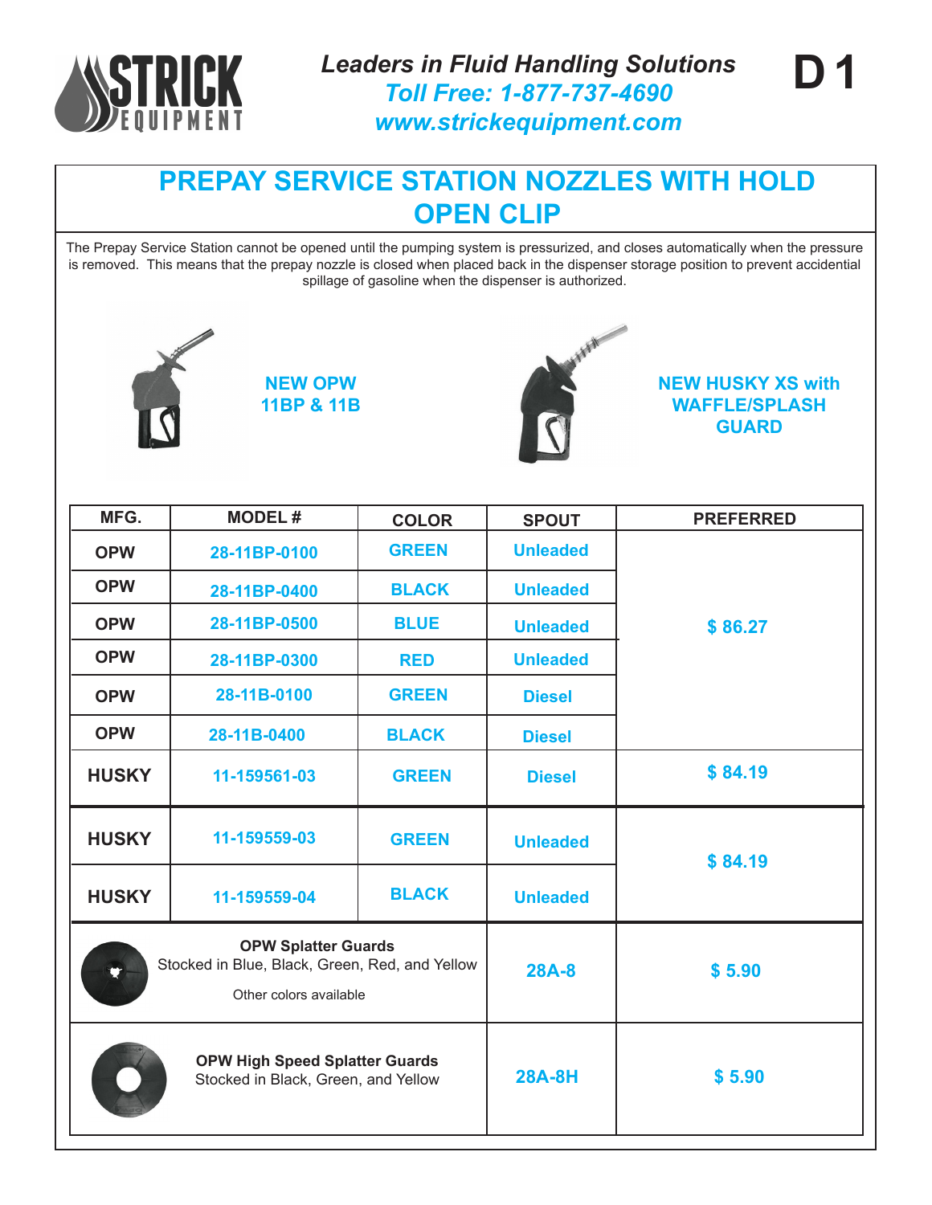*Leaders in Fluid Handling Solutions*
*Toll Free: 1-877-737-4690*
*www.strickequipment.com*

**D 1**

# PREPAY SERVICE STATION NOZZLES WITH HOLD OPEN CLIP

The Prepay Service Station cannot be opened until the pumping system is pressurized, and closes automatically when the pressure is removed. This means that the prepay nozzle is closed when placed back in the dispenser storage position to prevent accidential spillage of gasoline when the dispenser is authorized.

**NEW OPW 11BP & 11B**

**NEW HUSKY XS with WAFFLE/SPLASH GUARD**

| MFG. | MODEL # | COLOR | SPOUT | PREFERRED |
|---|---|---|---|---|
| OPW | 28-11BP-0100 | GREEN | Unleaded | $ 86.27 |
| OPW | 28-11BP-0400 | BLACK | Unleaded | |
| OPW | 28-11BP-0500 | BLUE | Unleaded | |
| OPW | 28-11BP-0300 | RED | Unleaded | |
| OPW | 28-11B-0100 | GREEN | Diesel | |
| OPW | 28-11B-0400 | BLACK | Diesel | |
| HUSKY | 11-159561-03 | GREEN | Diesel | $ 84.19 |
| HUSKY | 11-159559-03 | GREEN | Unleaded | $ 84.19 |
| HUSKY | 11-159559-04 | BLACK | Unleaded | |
| **OPW Splatter Guards** Stocked in Blue, Black, Green, Red, and Yellow. Other colors available | | | 28A-8 | $ 5.90 |
| **OPW High Speed Splatter Guards** Stocked in Black, Green, and Yellow | | | 28A-8H | $ 5.90 |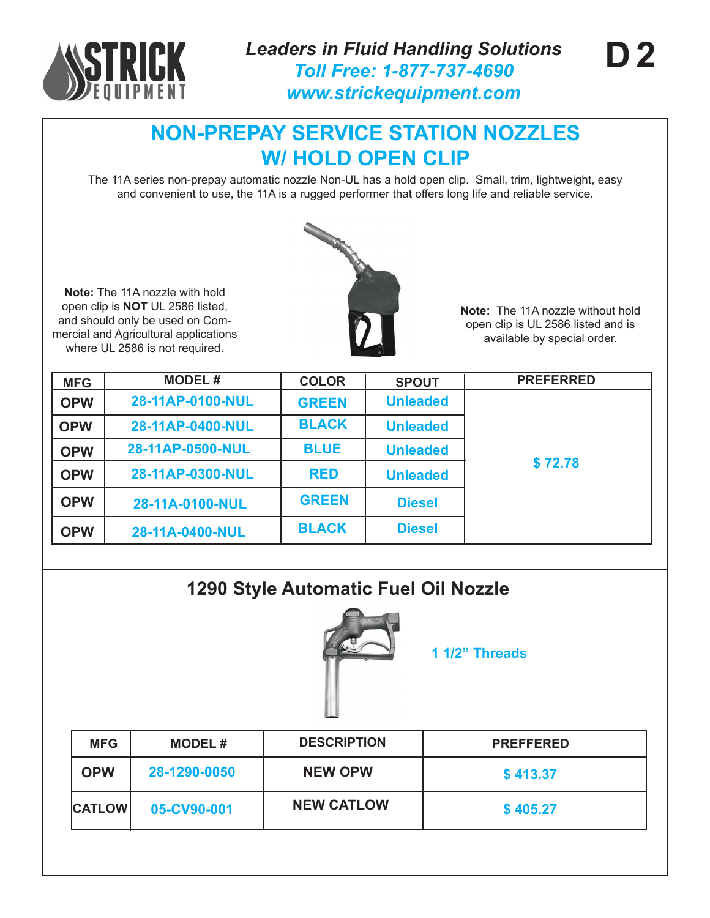STRICK EQUIPMENT

*Leaders in Fluid Handling Solutions*
*Toll Free: 1-877-737-4690*
*www.strickequipment.com*

D 2

# NON-PREPAY SERVICE STATION NOZZLES W/ HOLD OPEN CLIP

The 11A series non-prepay automatic nozzle Non-UL has a hold open clip. Small, trim, lightweight, easy and convenient to use, the 11A is a rugged performer that offers long life and reliable service.

**Note:** The 11A nozzle with hold open clip is **NOT** UL 2586 listed, and should only be used on Commercial and Agricultural applications where UL 2586 is not required.

**Note:** The 11A nozzle without hold open clip is UL 2586 listed and is available by special order.

| MFG | MODEL # | COLOR | SPOUT | PREFERRED |
|---|---|---|---|---|
| OPW | 28-11AP-0100-NUL | GREEN | Unleaded | $ 72.78 |
| OPW | 28-11AP-0400-NUL | BLACK | Unleaded | |
| OPW | 28-11AP-0500-NUL | BLUE | Unleaded | |
| OPW | 28-11AP-0300-NUL | RED | Unleaded | |
| OPW | 28-11A-0100-NUL | GREEN | Diesel | |
| OPW | 28-11A-0400-NUL | BLACK | Diesel | |

## 1290 Style Automatic Fuel Oil Nozzle

1 1/2" Threads

| MFG | MODEL # | DESCRIPTION | PREFFERED |
|---|---|---|---|
| OPW | 28-1290-0050 | NEW OPW | $ 413.37 |
| CATLOW | 05-CV90-001 | NEW CATLOW | $ 405.27 |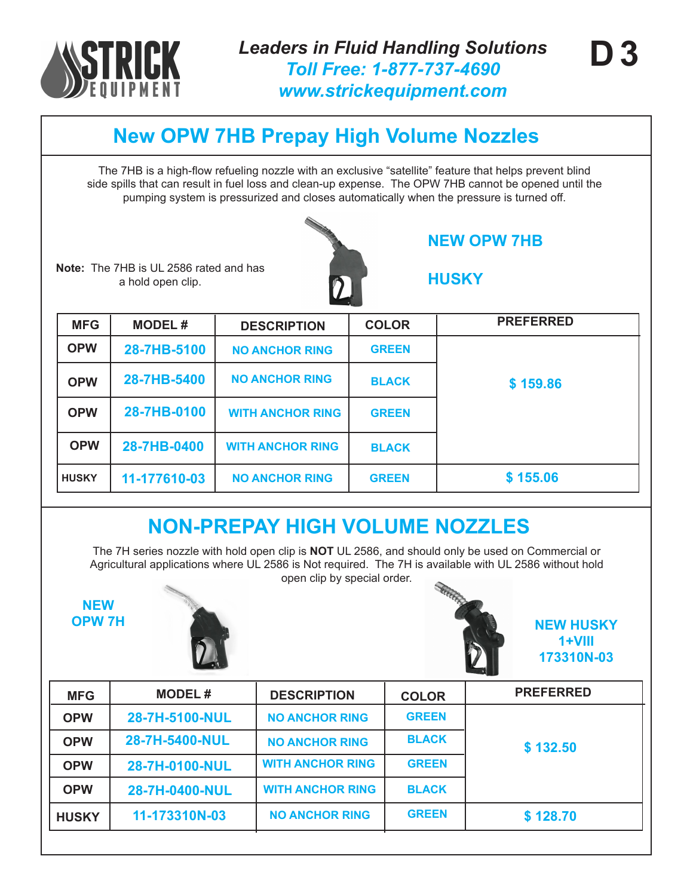STRICK EQUIPMENT

*Leaders in Fluid Handling Solutions*
*Toll Free: 1-877-737-4690*
*www.strickequipment.com*

**D 3**

## New OPW 7HB Prepay High Volume Nozzles

The 7HB is a high-flow refueling nozzle with an exclusive "satellite" feature that helps prevent blind side spills that can result in fuel loss and clean-up expense. The OPW 7HB cannot be opened until the pumping system is pressurized and closes automatically when the pressure is turned off.

**Note:** The 7HB is UL 2586 rated and has a hold open clip.

**NEW OPW 7HB**

**HUSKY**

| MFG | MODEL # | DESCRIPTION | COLOR | PREFERRED |
|---|---|---|---|---|
| OPW | 28-7HB-5100 | NO ANCHOR RING | GREEN | $ 159.86 |
| OPW | 28-7HB-5400 | NO ANCHOR RING | BLACK | |
| OPW | 28-7HB-0100 | WITH ANCHOR RING | GREEN | |
| OPW | 28-7HB-0400 | WITH ANCHOR RING | BLACK | |
| HUSKY | 11-177610-03 | NO ANCHOR RING | GREEN | $ 155.06 |

## NON-PREPAY HIGH VOLUME NOZZLES

The 7H series nozzle with hold open clip is **NOT** UL 2586, and should only be used on Commercial or Agricultural applications where UL 2586 is Not required. The 7H is available with UL 2586 without hold open clip by special order.

**NEW OPW 7H**

**NEW HUSKY 1+VIII 173310N-03**

| MFG | MODEL # | DESCRIPTION | COLOR | PREFERRED |
|---|---|---|---|---|
| OPW | 28-7H-5100-NUL | NO ANCHOR RING | GREEN | $ 132.50 |
| OPW | 28-7H-5400-NUL | NO ANCHOR RING | BLACK | |
| OPW | 28-7H-0100-NUL | WITH ANCHOR RING | GREEN | |
| OPW | 28-7H-0400-NUL | WITH ANCHOR RING | BLACK | |
| HUSKY | 11-173310N-03 | NO ANCHOR RING | GREEN | $ 128.70 |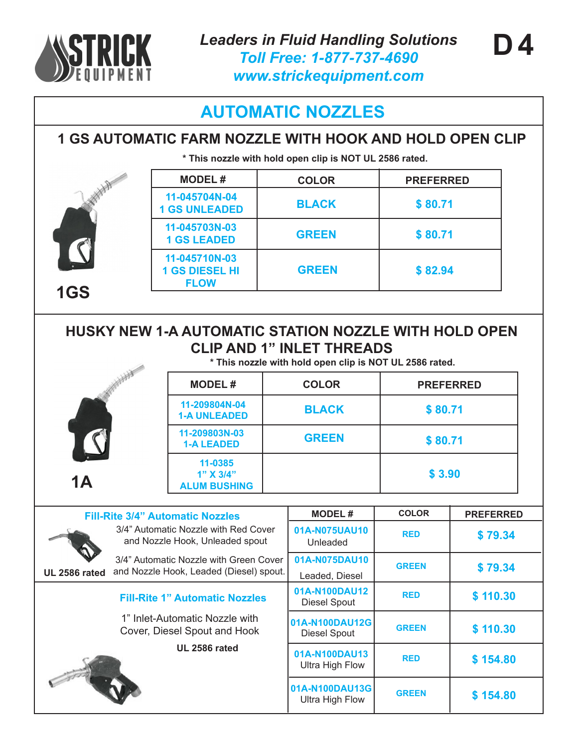# AUTOMATIC NOZZLES

## 1 GS AUTOMATIC FARM NOZZLE WITH HOOK AND HOLD OPEN CLIP

\* This nozzle with hold open clip is NOT UL 2586 rated.

1GS

| MODEL # | COLOR | PREFERRED |
|---|---|---|
| 11-045704N-04 1 GS UNLEADED | BLACK | $ 80.71 |
| 11-045703N-03 1 GS LEADED | GREEN | $ 80.71 |
| 11-045710N-03 1 GS DIESEL HI FLOW | GREEN | $ 82.94 |

## HUSKY NEW 1-A AUTOMATIC STATION NOZZLE WITH HOLD OPEN CLIP AND 1" INLET THREADS

\* This nozzle with hold open clip is NOT UL 2586 rated.

1A

| MODEL # | COLOR | PREFERRED |
|---|---|---|
| 11-209804N-04 1-A UNLEADED | BLACK | $ 80.71 |
| 11-209803N-03 1-A LEADED | GREEN | $ 80.71 |
| 11-0385 1" X 3/4" ALUM BUSHING | | $ 3.90 |

### Fill-Rite 3/4" Automatic Nozzles

3/4" Automatic Nozzle with Red Cover and Nozzle Hook, Unleaded spout

3/4" Automatic Nozzle with Green Cover and Nozzle Hook, Leaded (Diesel) spout.

UL 2586 rated

| MODEL # | COLOR | PREFERRED |
|---|---|---|
| 01A-N075UAU10 Unleaded | RED | $ 79.34 |
| 01A-N075DAU10 Leaded, Diesel | GREEN | $ 79.34 |

### Fill-Rite 1" Automatic Nozzles

1" Inlet-Automatic Nozzle with Cover, Diesel Spout and Hook

UL 2586 rated

| MODEL # | COLOR | PREFERRED |
|---|---|---|
| 01A-N100DAU12 Diesel Spout | RED | $ 110.30 |
| 01A-N100DAU12G Diesel Spout | GREEN | $ 110.30 |
| 01A-N100DAU13 Ultra High Flow | RED | $ 154.80 |
| 01A-N100DAU13G Ultra High Flow | GREEN | $ 154.80 |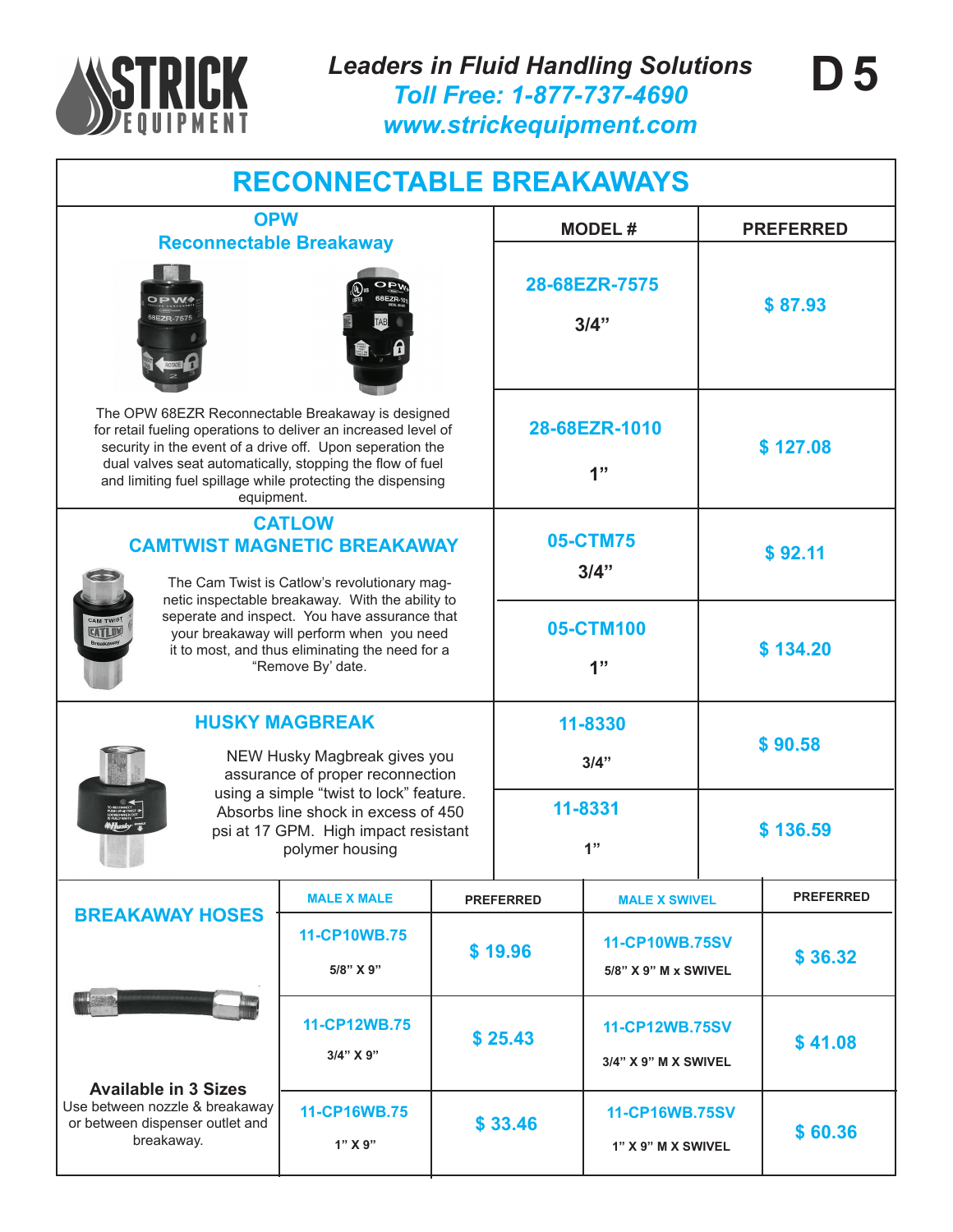**Leaders in Fluid Handling Solutions**
**Toll Free: 1-877-737-4690**
**www.strickequipment.com**

# RECONNECTABLE BREAKAWAYS

## OPW Reconnectable Breakaway

The OPW 68EZR Reconnectable Breakaway is designed for retail fueling operations to deliver an increased level of security in the event of a drive off. Upon seperation the dual valves seat automatically, stopping the flow of fuel and limiting fuel spillage while protecting the dispensing equipment.

| MODEL # | PREFERRED |
|---|---|
| 28-68EZR-7575 3/4" | $ 87.93 |
| 28-68EZR-1010 1" | $ 127.08 |

## CATLOW CAMTWIST MAGNETIC BREAKAWAY

The Cam Twist is Catlow's revolutionary magnetic inspectable breakaway. With the ability to seperate and inspect. You have assurance that your breakaway will perform when you need it to most, and thus eliminating the need for a "Remove By' date.

| MODEL # | PREFERRED |
|---|---|
| 05-CTM75 3/4" | $ 92.11 |
| 05-CTM100 1" | $ 134.20 |

## HUSKY MAGBREAK

NEW Husky Magbreak gives you assurance of proper reconnection using a simple "twist to lock" feature. Absorbs line shock in excess of 450 psi at 17 GPM. High impact resistant polymer housing

| MODEL # | PREFERRED |
|---|---|
| 11-8330 3/4" | $ 90.58 |
| 11-8331 1" | $ 136.59 |

## BREAKAWAY HOSES

**Available in 3 Sizes**
Use between nozzle & breakaway or between dispenser outlet and breakaway.

| MALE X MALE | PREFERRED | MALE X SWIVEL | PREFERRED |
|---|---|---|---|
| 11-CP10WB.75 5/8" X 9" | $ 19.96 | 11-CP10WB.75SV 5/8" X 9" M x SWIVEL | $ 36.32 |
| 11-CP12WB.75 3/4" X 9" | $ 25.43 | 11-CP12WB.75SV 3/4" X 9" M X SWIVEL | $ 41.08 |
| 11-CP16WB.75 1" X 9" | $ 33.46 | 11-CP16WB.75SV 1" X 9" M X SWIVEL | $ 60.36 |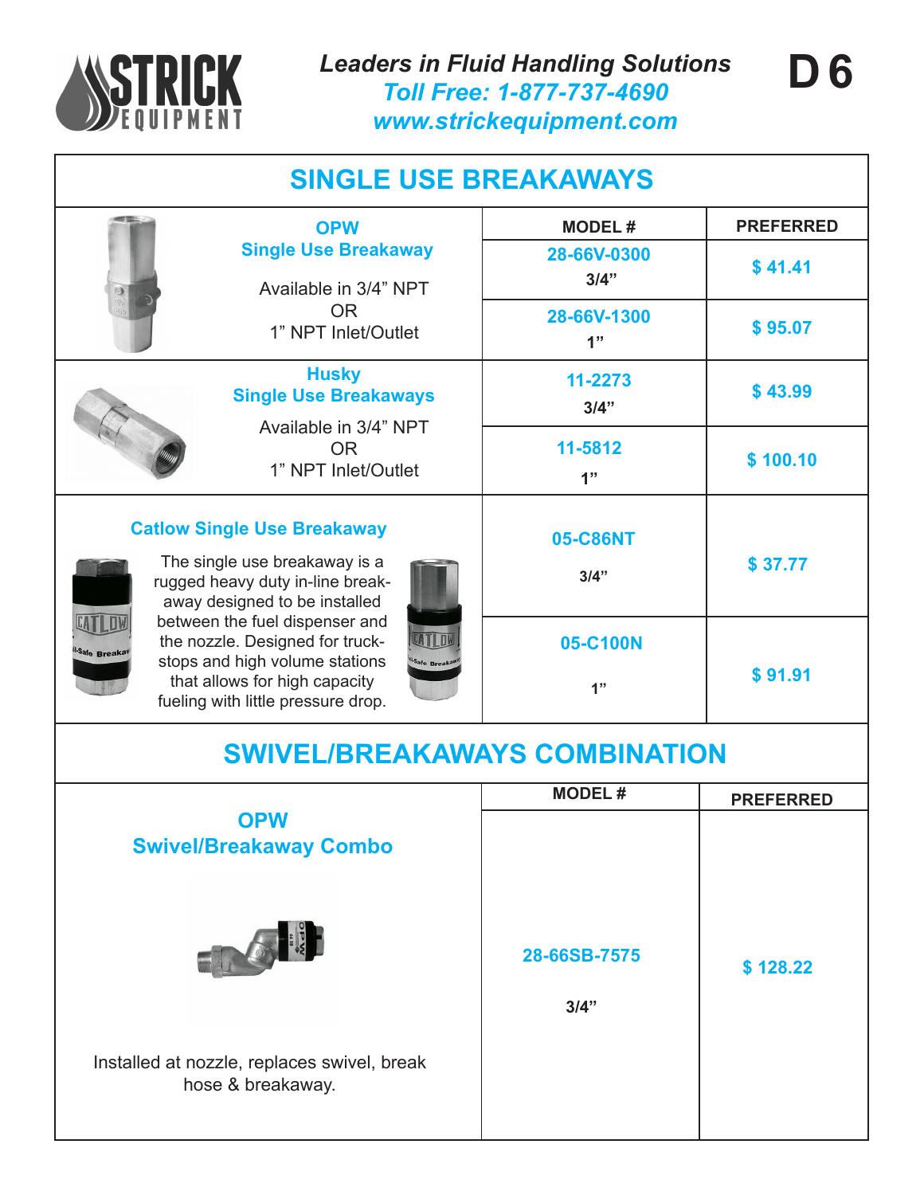**Leaders in Fluid Handling Solutions**
**Toll Free: 1-877-737-4690**
**www.strickequipment.com**

**D 6**

## SINGLE USE BREAKAWAYS

| Product | MODEL # | PREFERRED |
|---|---|---|
| **OPW Single Use Breakaway** Available in 3/4" NPT OR 1" NPT Inlet/Outlet | 28-66V-0300 3/4" | $ 41.41 |
| | 28-66V-1300 1" | $ 95.07 |
| **Husky Single Use Breakaways** Available in 3/4" NPT OR 1" NPT Inlet/Outlet | 11-2273 3/4" | $ 43.99 |
| | 11-5812 1" | $ 100.10 |
| **Catlow Single Use Breakaway** The single use breakaway is a rugged heavy duty in-line breakaway designed to be installed between the fuel dispenser and the nozzle. Designed for truckstops and high volume stations that allows for high capacity fueling with little pressure drop. | 05-C86NT 3/4" | $ 37.77 |
| | 05-C100N 1" | $ 91.91 |

## SWIVEL/BREAKAWAYS COMBINATION

| Product | MODEL # | PREFERRED |
|---|---|---|
| **OPW Swivel/Breakaway Combo** Installed at nozzle, replaces swivel, break hose & breakaway. | 28-66SB-7575 3/4" | $ 128.22 |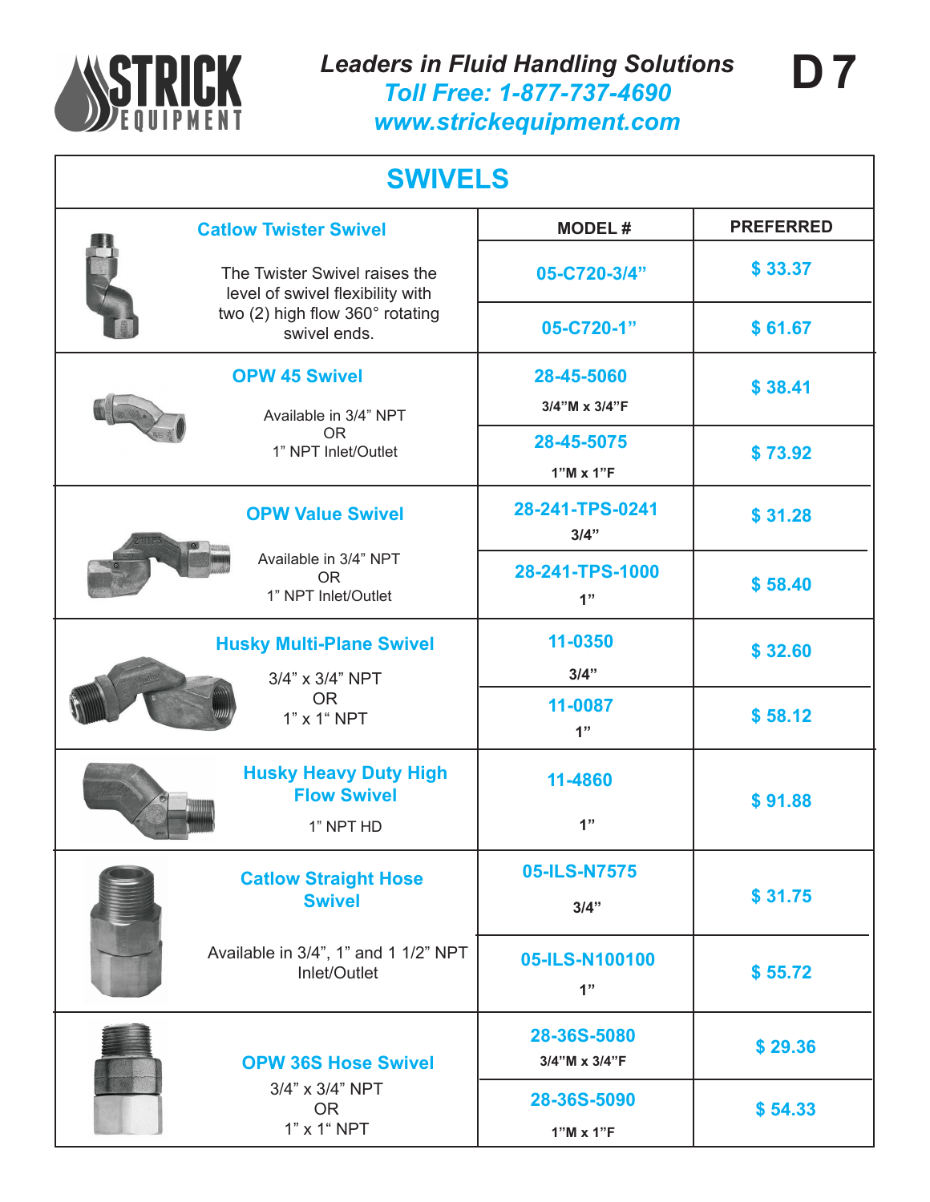# Leaders in Fluid Handling Solutions

**Toll Free: 1-877-737-4690**

**www.strickequipment.com**

## SWIVELS

| Product | MODEL # | PREFERRED |
|---|---|---|
| **Catlow Twister Swivel**<br>The Twister Swivel raises the level of swivel flexibility with two (2) high flow 360° rotating swivel ends. | 05-C720-3/4” | $ 33.37 |
| | 05-C720-1” | $ 61.67 |
| **OPW 45 Swivel**<br>Available in 3/4” NPT OR 1” NPT Inlet/Outlet | 28-45-5060<br>3/4”M x 3/4”F | $ 38.41 |
| | 28-45-5075<br>1”M x 1”F | $ 73.92 |
| **OPW Value Swivel**<br>Available in 3/4” NPT OR 1” NPT Inlet/Outlet | 28-241-TPS-0241<br>3/4” | $ 31.28 |
| | 28-241-TPS-1000<br>1” | $ 58.40 |
| **Husky Multi-Plane Swivel**<br>3/4” x 3/4” NPT OR 1” x 1“ NPT | 11-0350<br>3/4” | $ 32.60 |
| | 11-0087<br>1” | $ 58.12 |
| **Husky Heavy Duty High Flow Swivel**<br>1” NPT HD | 11-4860<br>1” | $ 91.88 |
| **Catlow Straight Hose Swivel**<br>Available in 3/4”, 1” and 1 1/2” NPT Inlet/Outlet | 05-ILS-N7575<br>3/4” | $ 31.75 |
| | 05-ILS-N100100<br>1” | $ 55.72 |
| **OPW 36S Hose Swivel**<br>3/4” x 3/4” NPT OR 1” x 1“ NPT | 28-36S-5080<br>3/4”M x 3/4”F | $ 29.36 |
| | 28-36S-5090<br>1”M x 1”F | $ 54.33 |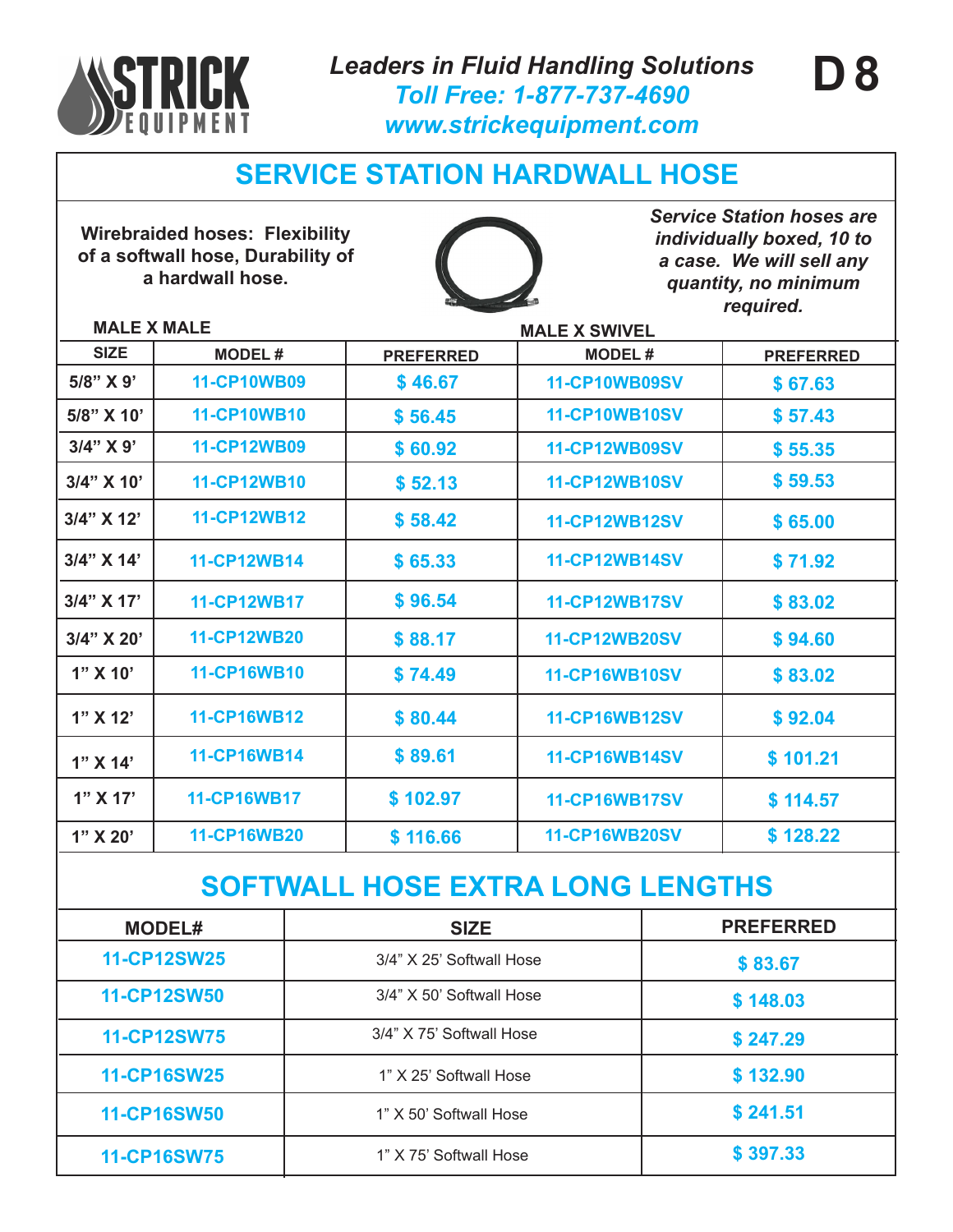*Leaders in Fluid Handling Solutions*
*Toll Free: 1-877-737-4690*
*www.strickequipment.com*

# D 8

## SERVICE STATION HARDWALL HOSE

**Wirebraided hoses: Flexibility of a softwall hose, Durability of a hardwall hose.**

***Service Station hoses are individually boxed, 10 to a case. We will sell any quantity, no minimum required.***

| MALE X MALE | | | MALE X SWIVEL | |
|---|---|---|---|---|
| SIZE | MODEL # | PREFERRED | MODEL # | PREFERRED |
| 5/8" X 9' | 11-CP10WB09 | $ 46.67 | 11-CP10WB09SV | $ 67.63 |
| 5/8" X 10' | 11-CP10WB10 | $ 56.45 | 11-CP10WB10SV | $ 57.43 |
| 3/4" X 9' | 11-CP12WB09 | $ 60.92 | 11-CP12WB09SV | $ 55.35 |
| 3/4" X 10' | 11-CP12WB10 | $ 52.13 | 11-CP12WB10SV | $ 59.53 |
| 3/4" X 12' | 11-CP12WB12 | $ 58.42 | 11-CP12WB12SV | $ 65.00 |
| 3/4" X 14' | 11-CP12WB14 | $ 65.33 | 11-CP12WB14SV | $ 71.92 |
| 3/4" X 17' | 11-CP12WB17 | $ 96.54 | 11-CP12WB17SV | $ 83.02 |
| 3/4" X 20' | 11-CP12WB20 | $ 88.17 | 11-CP12WB20SV | $ 94.60 |
| 1" X 10' | 11-CP16WB10 | $ 74.49 | 11-CP16WB10SV | $ 83.02 |
| 1" X 12' | 11-CP16WB12 | $ 80.44 | 11-CP16WB12SV | $ 92.04 |
| 1" X 14' | 11-CP16WB14 | $ 89.61 | 11-CP16WB14SV | $ 101.21 |
| 1" X 17' | 11-CP16WB17 | $ 102.97 | 11-CP16WB17SV | $ 114.57 |
| 1" X 20' | 11-CP16WB20 | $ 116.66 | 11-CP16WB20SV | $ 128.22 |

## SOFTWALL HOSE EXTRA LONG LENGTHS

| MODEL# | SIZE | PREFERRED |
|---|---|---|
| 11-CP12SW25 | 3/4" X 25' Softwall Hose | $ 83.67 |
| 11-CP12SW50 | 3/4" X 50' Softwall Hose | $ 148.03 |
| 11-CP12SW75 | 3/4" X 75' Softwall Hose | $ 247.29 |
| 11-CP16SW25 | 1" X 25' Softwall Hose | $ 132.90 |
| 11-CP16SW50 | 1" X 50' Softwall Hose | $ 241.51 |
| 11-CP16SW75 | 1" X 75' Softwall Hose | $ 397.33 |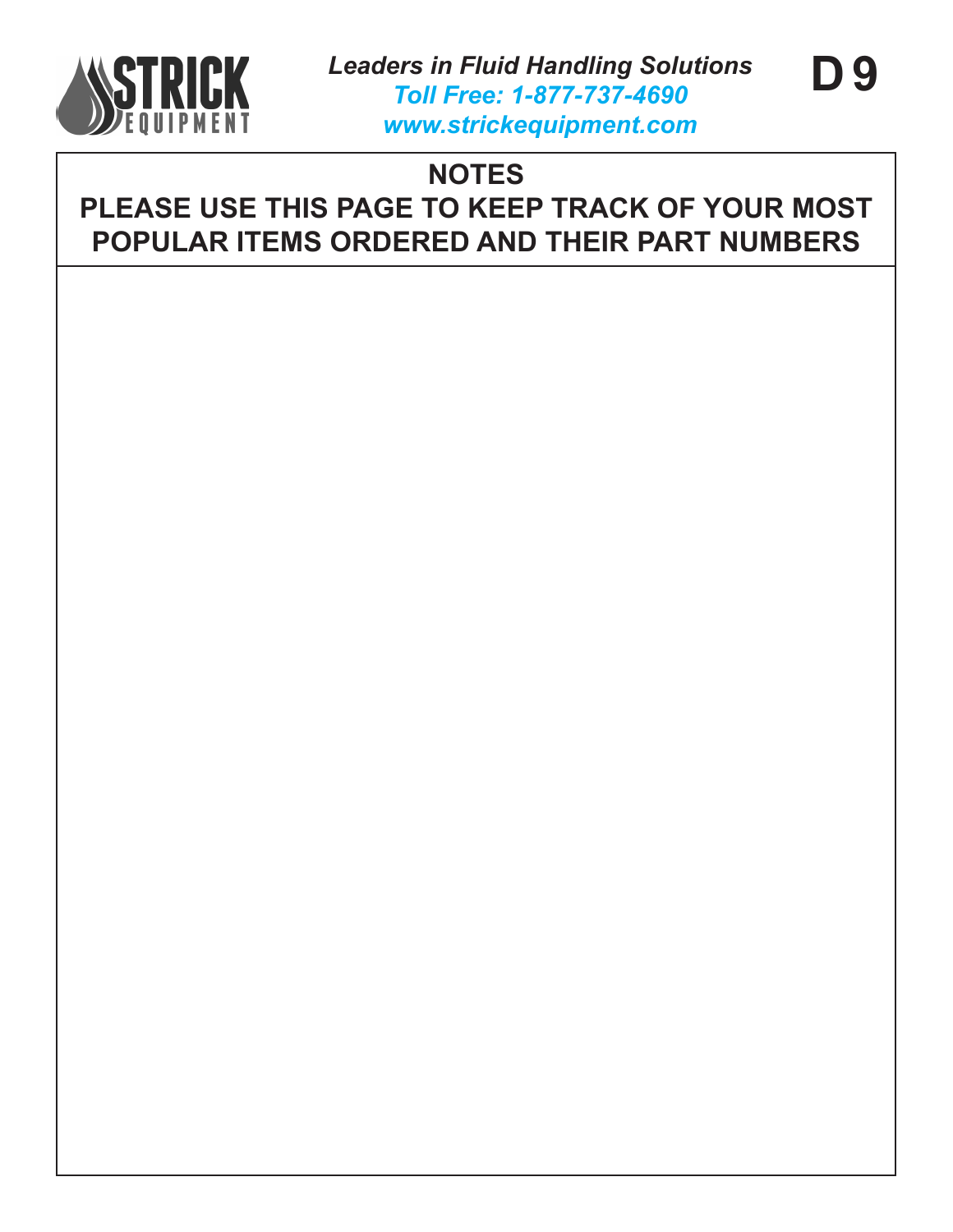## NOTES

## PLEASE USE THIS PAGE TO KEEP TRACK OF YOUR MOST POPULAR ITEMS ORDERED AND THEIR PART NUMBERS